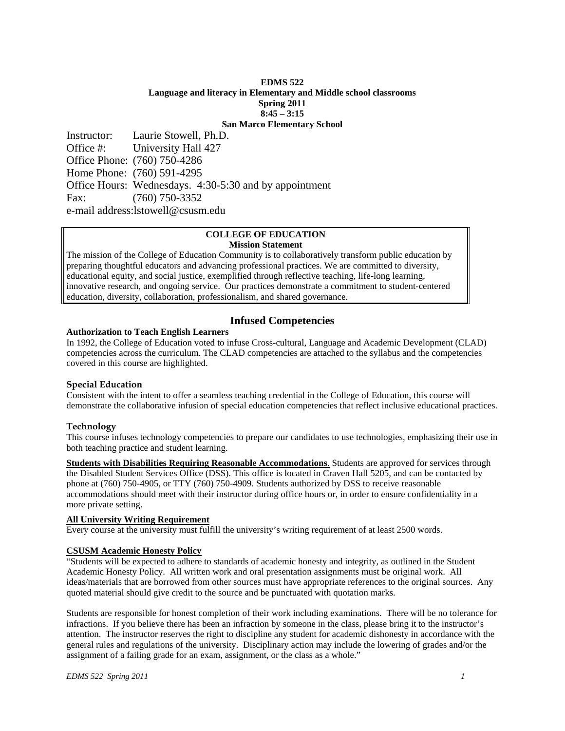**EDMS 522**

**Language and literacy in Elementary and Middle school classrooms**

**Spring 2011**

**8:45 – 3:15**

**San Marco Elementary School**

Instructor: Laurie Stowell, Ph.D.
Office #: University Hall 427
Office Phone: (760) 750-4286
Home Phone: (760) 591-4295
Office Hours: Wednesdays. 4:30-5:30 and by appointment
Fax: (760) 750-3352
e-mail address:lstowell@csusm.edu

**COLLEGE OF EDUCATION**
**Mission Statement**

The mission of the College of Education Community is to collaboratively transform public education by preparing thoughtful educators and advancing professional practices. We are committed to diversity, educational equity, and social justice, exemplified through reflective teaching, life-long learning, innovative research, and ongoing service. Our practices demonstrate a commitment to student-centered education, diversity, collaboration, professionalism, and shared governance.

## Infused Competencies

**Authorization to Teach English Learners**

In 1992, the College of Education voted to infuse Cross-cultural, Language and Academic Development (CLAD) competencies across the curriculum. The CLAD competencies are attached to the syllabus and the competencies covered in this course are highlighted.

**Special Education**

Consistent with the intent to offer a seamless teaching credential in the College of Education, this course will demonstrate the collaborative infusion of special education competencies that reflect inclusive educational practices.

**Technology**

This course infuses technology competencies to prepare our candidates to use technologies, emphasizing their use in both teaching practice and student learning.

**Students with Disabilities Requiring Reasonable Accommodations**. Students are approved for services through the Disabled Student Services Office (DSS). This office is located in Craven Hall 5205, and can be contacted by phone at (760) 750-4905, or TTY (760) 750-4909. Students authorized by DSS to receive reasonable accommodations should meet with their instructor during office hours or, in order to ensure confidentiality in a more private setting.

**All University Writing Requirement**

Every course at the university must fulfill the university's writing requirement of at least 2500 words.

**CSUSM Academic Honesty Policy**

"Students will be expected to adhere to standards of academic honesty and integrity, as outlined in the Student Academic Honesty Policy. All written work and oral presentation assignments must be original work. All ideas/materials that are borrowed from other sources must have appropriate references to the original sources. Any quoted material should give credit to the source and be punctuated with quotation marks.

Students are responsible for honest completion of their work including examinations. There will be no tolerance for infractions. If you believe there has been an infraction by someone in the class, please bring it to the instructor's attention. The instructor reserves the right to discipline any student for academic dishonesty in accordance with the general rules and regulations of the university. Disciplinary action may include the lowering of grades and/or the assignment of a failing grade for an exam, assignment, or the class as a whole."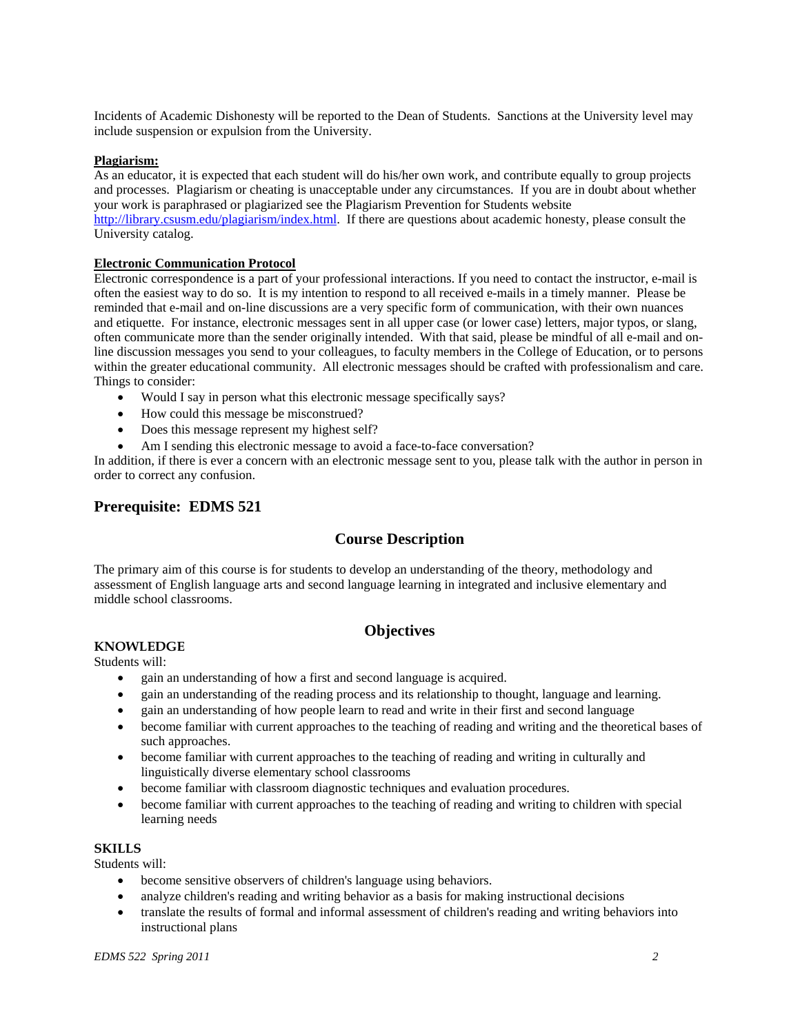Incidents of Academic Dishonesty will be reported to the Dean of Students. Sanctions at the University level may include suspension or expulsion from the University.

**Plagiarism:**

As an educator, it is expected that each student will do his/her own work, and contribute equally to group projects and processes. Plagiarism or cheating is unacceptable under any circumstances. If you are in doubt about whether your work is paraphrased or plagiarized see the Plagiarism Prevention for Students website http://library.csusm.edu/plagiarism/index.html. If there are questions about academic honesty, please consult the University catalog.

**Electronic Communication Protocol**

Electronic correspondence is a part of your professional interactions. If you need to contact the instructor, e-mail is often the easiest way to do so. It is my intention to respond to all received e-mails in a timely manner. Please be reminded that e-mail and on-line discussions are a very specific form of communication, with their own nuances and etiquette. For instance, electronic messages sent in all upper case (or lower case) letters, major typos, or slang, often communicate more than the sender originally intended. With that said, please be mindful of all e-mail and on-line discussion messages you send to your colleagues, to faculty members in the College of Education, or to persons within the greater educational community. All electronic messages should be crafted with professionalism and care. Things to consider:

- Would I say in person what this electronic message specifically says?
- How could this message be misconstrued?
- Does this message represent my highest self?
- Am I sending this electronic message to avoid a face-to-face conversation?

In addition, if there is ever a concern with an electronic message sent to you, please talk with the author in person in order to correct any confusion.

## Prerequisite: EDMS 521

## Course Description

The primary aim of this course is for students to develop an understanding of the theory, methodology and assessment of English language arts and second language learning in integrated and inclusive elementary and middle school classrooms.

## Objectives

**KNOWLEDGE**

Students will:

- gain an understanding of how a first and second language is acquired.
- gain an understanding of the reading process and its relationship to thought, language and learning.
- gain an understanding of how people learn to read and write in their first and second language
- become familiar with current approaches to the teaching of reading and writing and the theoretical bases of such approaches.
- become familiar with current approaches to the teaching of reading and writing in culturally and linguistically diverse elementary school classrooms
- become familiar with classroom diagnostic techniques and evaluation procedures.
- become familiar with current approaches to the teaching of reading and writing to children with special learning needs

**SKILLS**

Students will:

- become sensitive observers of children's language using behaviors.
- analyze children's reading and writing behavior as a basis for making instructional decisions
- translate the results of formal and informal assessment of children's reading and writing behaviors into instructional plans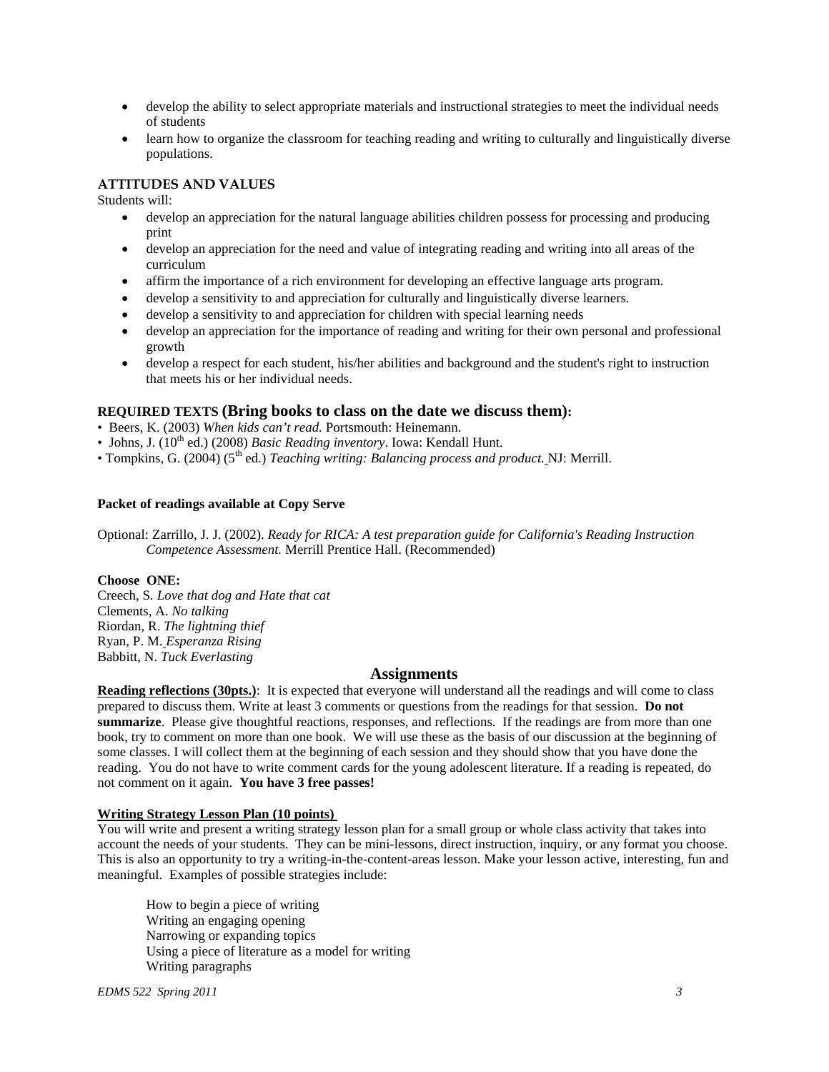- develop the ability to select appropriate materials and instructional strategies to meet the individual needs of students
- learn how to organize the classroom for teaching reading and writing to culturally and linguistically diverse populations.

### ATTITUDES AND VALUES

Students will:

- develop an appreciation for the natural language abilities children possess for processing and producing print
- develop an appreciation for the need and value of integrating reading and writing into all areas of the curriculum
- affirm the importance of a rich environment for developing an effective language arts program.
- develop a sensitivity to and appreciation for culturally and linguistically diverse learners.
- develop a sensitivity to and appreciation for children with special learning needs
- develop an appreciation for the importance of reading and writing for their own personal and professional growth
- develop a respect for each student, his/her abilities and background and the student's right to instruction that meets his or her individual needs.

### REQUIRED TEXTS (Bring books to class on the date we discuss them):

- Beers, K. (2003) *When kids can't read.* Portsmouth: Heinemann.
- Johns, J. (10th ed.) (2008) *Basic Reading inventory*. Iowa: Kendall Hunt.
- Tompkins, G. (2004) (5th ed.) *Teaching writing: Balancing process and product.* NJ: Merrill.

**Packet of readings available at Copy Serve**

Optional: Zarrillo, J. J. (2002). *Ready for RICA: A test preparation guide for California's Reading Instruction Competence Assessment.* Merrill Prentice Hall. (Recommended)

**Choose ONE:**

Creech, S. *Love that dog and Hate that cat*
Clements, A. *No talking*
Riordan, R. *The lightning thief*
Ryan, P. M. *Esperanza Rising*
Babbitt, N. *Tuck Everlasting*

## Assignments

**Reading reflections (30pts.)**: It is expected that everyone will understand all the readings and will come to class prepared to discuss them. Write at least 3 comments or questions from the readings for that session. **Do not summarize**. Please give thoughtful reactions, responses, and reflections. If the readings are from more than one book, try to comment on more than one book. We will use these as the basis of our discussion at the beginning of some classes. I will collect them at the beginning of each session and they should show that you have done the reading. You do not have to write comment cards for the young adolescent literature. If a reading is repeated, do not comment on it again. **You have 3 free passes!**

**Writing Strategy Lesson Plan (10 points)**

You will write and present a writing strategy lesson plan for a small group or whole class activity that takes into account the needs of your students. They can be mini-lessons, direct instruction, inquiry, or any format you choose. This is also an opportunity to try a writing-in-the-content-areas lesson. Make your lesson active, interesting, fun and meaningful. Examples of possible strategies include:

How to begin a piece of writing
Writing an engaging opening
Narrowing or expanding topics
Using a piece of literature as a model for writing
Writing paragraphs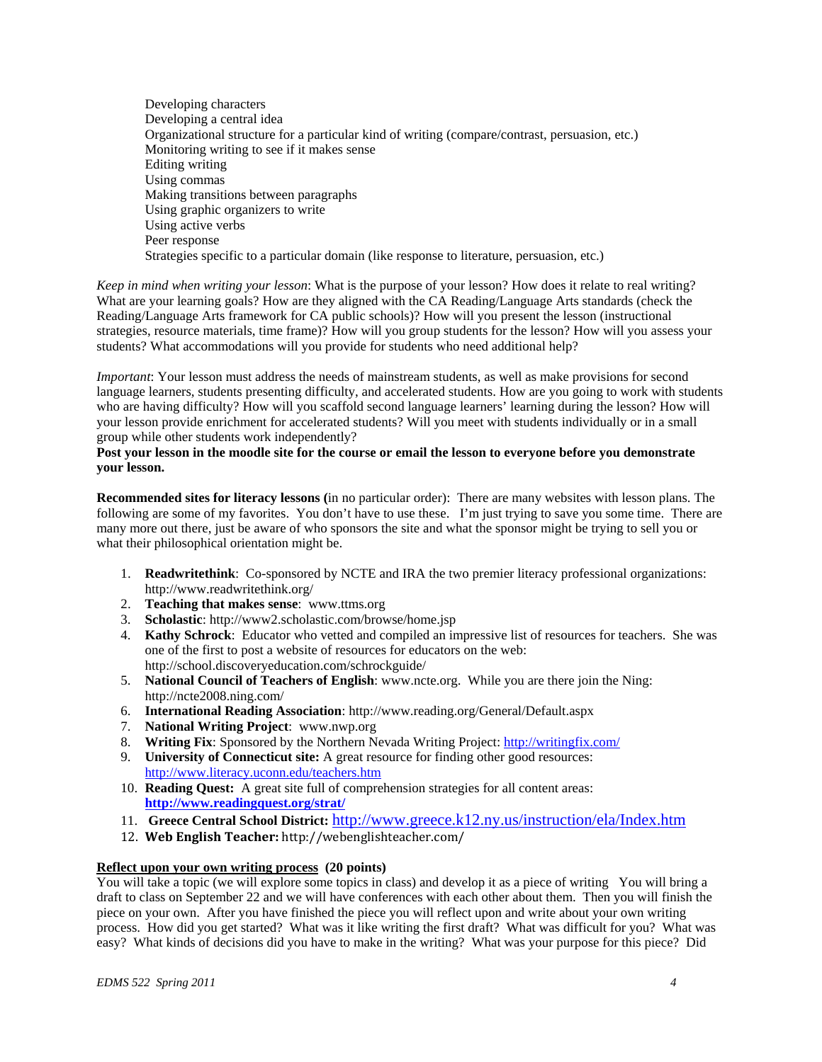Developing characters
Developing a central idea
Organizational structure for a particular kind of writing (compare/contrast, persuasion, etc.)
Monitoring writing to see if it makes sense
Editing writing
Using commas
Making transitions between paragraphs
Using graphic organizers to write
Using active verbs
Peer response
Strategies specific to a particular domain (like response to literature, persuasion, etc.)

*Keep in mind when writing your lesson*: What is the purpose of your lesson? How does it relate to real writing? What are your learning goals? How are they aligned with the CA Reading/Language Arts standards (check the Reading/Language Arts framework for CA public schools)? How will you present the lesson (instructional strategies, resource materials, time frame)? How will you group students for the lesson? How will you assess your students? What accommodations will you provide for students who need additional help?

*Important*: Your lesson must address the needs of mainstream students, as well as make provisions for second language learners, students presenting difficulty, and accelerated students. How are you going to work with students who are having difficulty? How will you scaffold second language learners' learning during the lesson? How will your lesson provide enrichment for accelerated students? Will you meet with students individually or in a small group while other students work independently?

**Post your lesson in the moodle site for the course or email the lesson to everyone before you demonstrate your lesson.**

**Recommended sites for literacy lessons (**in no particular order): There are many websites with lesson plans. The following are some of my favorites. You don't have to use these. I'm just trying to save you some time. There are many more out there, just be aware of who sponsors the site and what the sponsor might be trying to sell you or what their philosophical orientation might be.

1. **Readwritethink**: Co-sponsored by NCTE and IRA the two premier literacy professional organizations: http://www.readwritethink.org/
2. **Teaching that makes sense**: www.ttms.org
3. **Scholastic**: http://www2.scholastic.com/browse/home.jsp
4. **Kathy Schrock**: Educator who vetted and compiled an impressive list of resources for teachers. She was one of the first to post a website of resources for educators on the web: http://school.discoveryeducation.com/schrockguide/
5. **National Council of Teachers of English**: www.ncte.org. While you are there join the Ning: http://ncte2008.ning.com/
6. **International Reading Association**: http://www.reading.org/General/Default.aspx
7. **National Writing Project**: www.nwp.org
8. **Writing Fix**: Sponsored by the Northern Nevada Writing Project: http://writingfix.com/
9. **University of Connecticut site:** A great resource for finding other good resources: http://www.literacy.uconn.edu/teachers.htm
10. **Reading Quest:** A great site full of comprehension strategies for all content areas: **http://www.readingquest.org/strat/**
11. **Greece Central School District:** http://www.greece.k12.ny.us/instruction/ela/Index.htm
12. **Web English Teacher:** http://webenglishteacher.com/

**Reflect upon your own writing process (20 points)**

You will take a topic (we will explore some topics in class) and develop it as a piece of writing You will bring a draft to class on September 22 and we will have conferences with each other about them. Then you will finish the piece on your own. After you have finished the piece you will reflect upon and write about your own writing process. How did you get started? What was it like writing the first draft? What was difficult for you? What was easy? What kinds of decisions did you have to make in the writing? What was your purpose for this piece? Did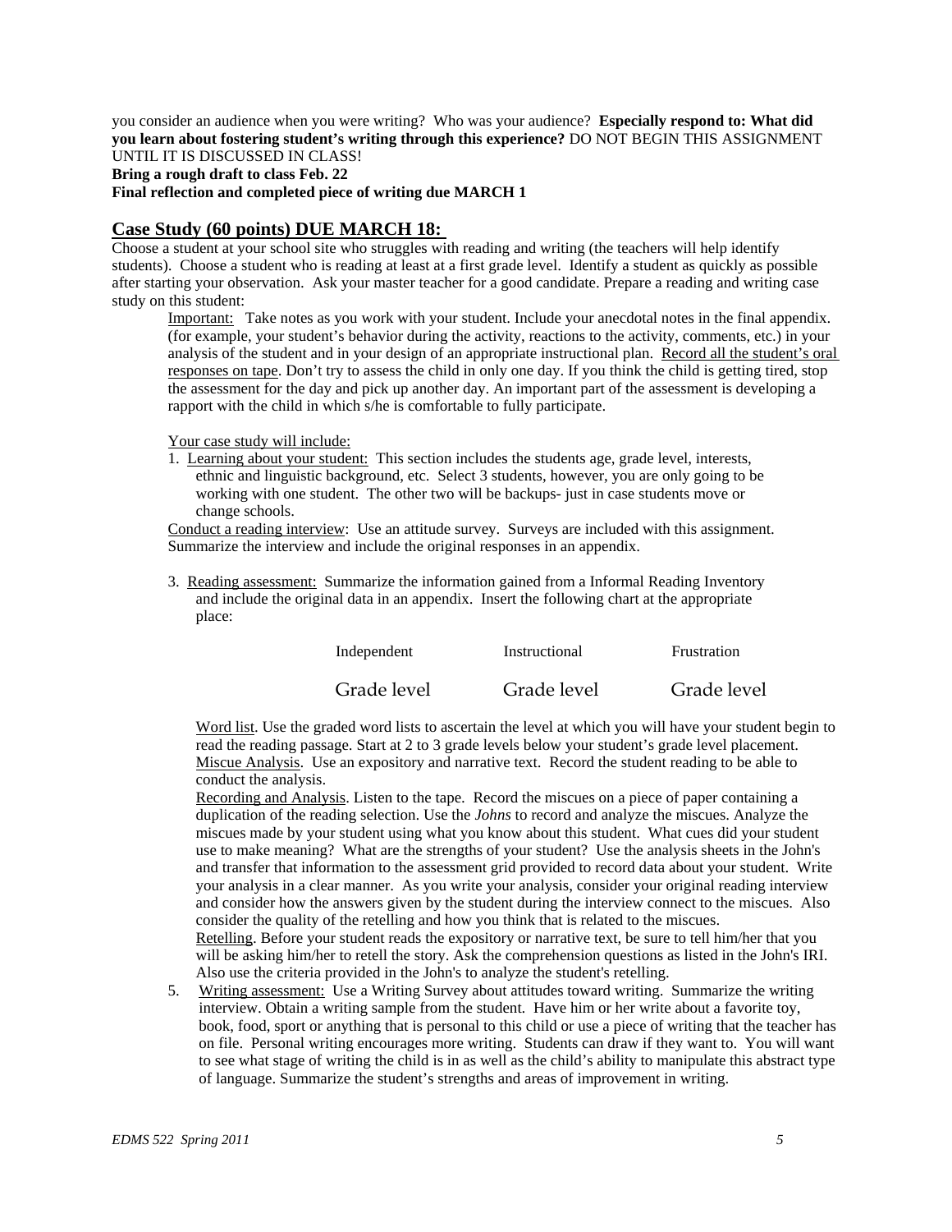you consider an audience when you were writing? Who was your audience? **Especially respond to: What did you learn about fostering student's writing through this experience?** DO NOT BEGIN THIS ASSIGNMENT UNTIL IT IS DISCUSSED IN CLASS!

**Bring a rough draft to class Feb. 22**

**Final reflection and completed piece of writing due MARCH 1**

## Case Study (60 points) DUE MARCH 18:

Choose a student at your school site who struggles with reading and writing (the teachers will help identify students). Choose a student who is reading at least at a first grade level. Identify a student as quickly as possible after starting your observation. Ask your master teacher for a good candidate. Prepare a reading and writing case study on this student:

> Important: Take notes as you work with your student. Include your anecdotal notes in the final appendix. (for example, your student's behavior during the activity, reactions to the activity, comments, etc.) in your analysis of the student and in your design of an appropriate instructional plan. Record all the student's oral responses on tape. Don't try to assess the child in only one day. If you think the child is getting tired, stop the assessment for the day and pick up another day. An important part of the assessment is developing a rapport with the child in which s/he is comfortable to fully participate.
>
> Your case study will include:
>
> 1. Learning about your student: This section includes the students age, grade level, interests, ethnic and linguistic background, etc. Select 3 students, however, you are only going to be working with one student. The other two will be backups- just in case students move or change schools.
>
> Conduct a reading interview: Use an attitude survey. Surveys are included with this assignment. Summarize the interview and include the original responses in an appendix.
>
> 3. Reading assessment: Summarize the information gained from a Informal Reading Inventory and include the original data in an appendix. Insert the following chart at the appropriate place:
>
> | Independent | Instructional | Frustration |
> |---|---|---|
> | Grade level | Grade level | Grade level |
>
> Word list. Use the graded word lists to ascertain the level at which you will have your student begin to read the reading passage. Start at 2 to 3 grade levels below your student's grade level placement.
>
> Miscue Analysis. Use an expository and narrative text. Record the student reading to be able to conduct the analysis.
>
> Recording and Analysis. Listen to the tape. Record the miscues on a piece of paper containing a duplication of the reading selection. Use the *Johns* to record and analyze the miscues. Analyze the miscues made by your student using what you know about this student. What cues did your student use to make meaning? What are the strengths of your student? Use the analysis sheets in the John's and transfer that information to the assessment grid provided to record data about your student. Write your analysis in a clear manner. As you write your analysis, consider your original reading interview and consider how the answers given by the student during the interview connect to the miscues. Also consider the quality of the retelling and how you think that is related to the miscues.
>
> Retelling. Before your student reads the expository or narrative text, be sure to tell him/her that you will be asking him/her to retell the story. Ask the comprehension questions as listed in the John's IRI. Also use the criteria provided in the John's to analyze the student's retelling.
>
> 5. Writing assessment: Use a Writing Survey about attitudes toward writing. Summarize the writing interview. Obtain a writing sample from the student. Have him or her write about a favorite toy, book, food, sport or anything that is personal to this child or use a piece of writing that the teacher has on file. Personal writing encourages more writing. Students can draw if they want to. You will want to see what stage of writing the child is in as well as the child's ability to manipulate this abstract type of language. Summarize the student's strengths and areas of improvement in writing.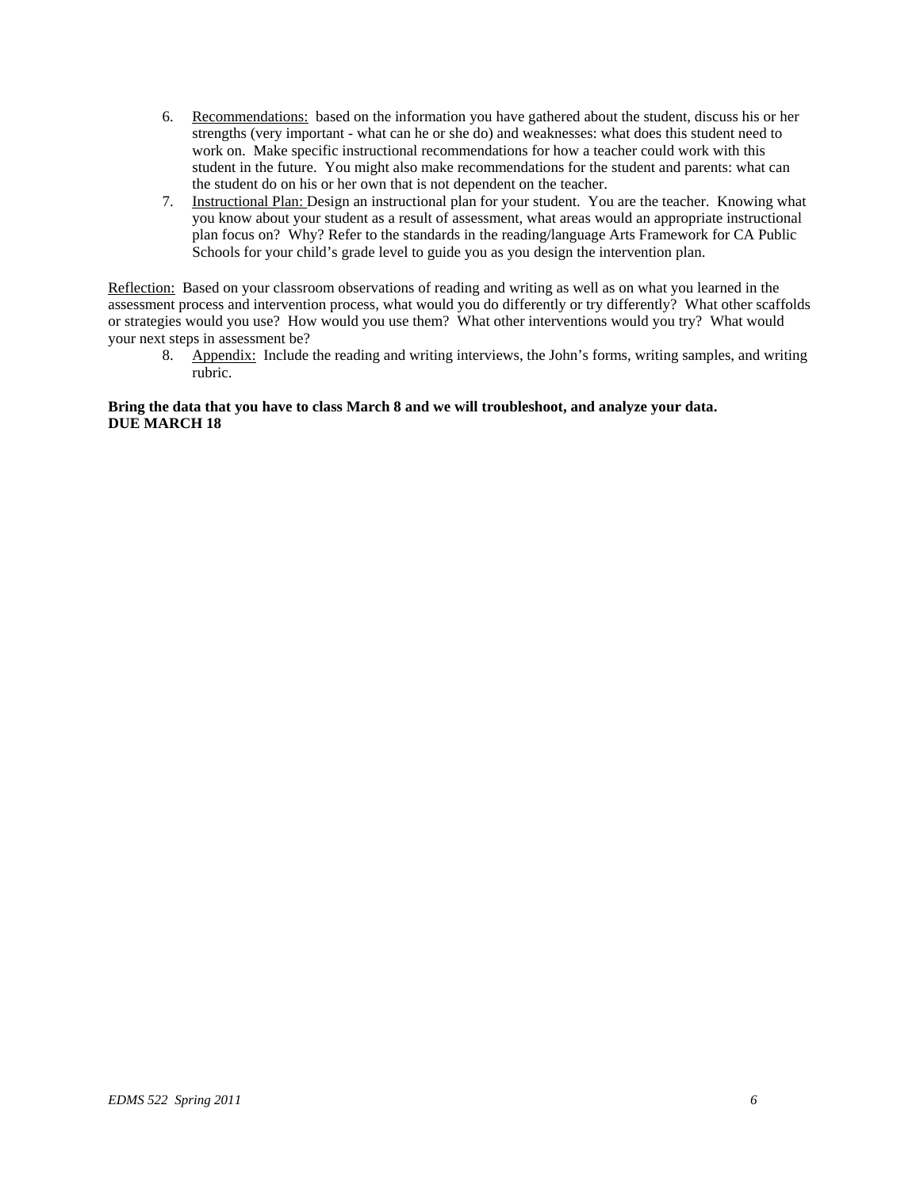6. Recommendations: based on the information you have gathered about the student, discuss his or her strengths (very important - what can he or she do) and weaknesses: what does this student need to work on. Make specific instructional recommendations for how a teacher could work with this student in the future. You might also make recommendations for the student and parents: what can the student do on his or her own that is not dependent on the teacher.
7. Instructional Plan: Design an instructional plan for your student. You are the teacher. Knowing what you know about your student as a result of assessment, what areas would an appropriate instructional plan focus on? Why? Refer to the standards in the reading/language Arts Framework for CA Public Schools for your child's grade level to guide you as you design the intervention plan.

Reflection: Based on your classroom observations of reading and writing as well as on what you learned in the assessment process and intervention process, what would you do differently or try differently? What other scaffolds or strategies would you use? How would you use them? What other interventions would you try? What would your next steps in assessment be?

8. Appendix: Include the reading and writing interviews, the John's forms, writing samples, and writing rubric.

**Bring the data that you have to class March 8 and we will troubleshoot, and analyze your data.**
**DUE MARCH 18**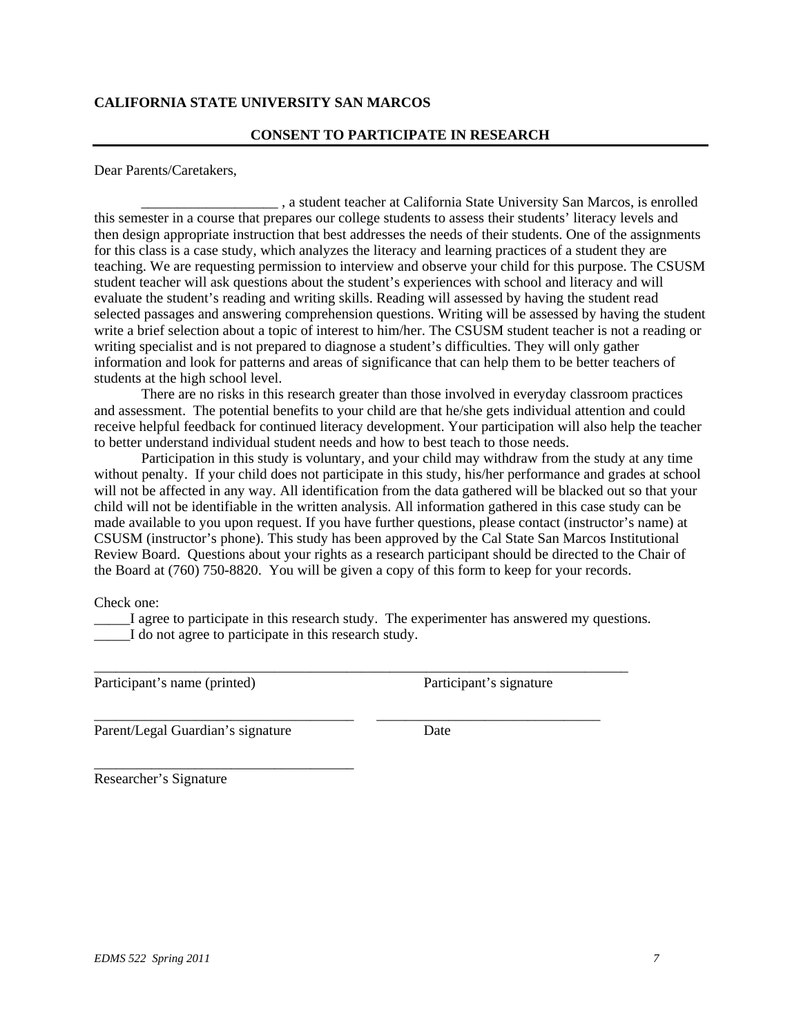**CALIFORNIA STATE UNIVERSITY SAN MARCOS**

**CONSENT TO PARTICIPATE IN RESEARCH**

---

Dear Parents/Caretakers,

___________________ , a student teacher at California State University San Marcos, is enrolled this semester in a course that prepares our college students to assess their students' literacy levels and then design appropriate instruction that best addresses the needs of their students. One of the assignments for this class is a case study, which analyzes the literacy and learning practices of a student they are teaching. We are requesting permission to interview and observe your child for this purpose. The CSUSM student teacher will ask questions about the student's experiences with school and literacy and will evaluate the student's reading and writing skills. Reading will assessed by having the student read selected passages and answering comprehension questions. Writing will be assessed by having the student write a brief selection about a topic of interest to him/her. The CSUSM student teacher is not a reading or writing specialist and is not prepared to diagnose a student's difficulties. They will only gather information and look for patterns and areas of significance that can help them to be better teachers of students at the high school level.

There are no risks in this research greater than those involved in everyday classroom practices and assessment. The potential benefits to your child are that he/she gets individual attention and could receive helpful feedback for continued literacy development. Your participation will also help the teacher to better understand individual student needs and how to best teach to those needs.

Participation in this study is voluntary, and your child may withdraw from the study at any time without penalty. If your child does not participate in this study, his/her performance and grades at school will not be affected in any way. All identification from the data gathered will be blacked out so that your child will not be identifiable in the written analysis. All information gathered in this case study can be made available to you upon request. If you have further questions, please contact (instructor's name) at CSUSM (instructor's phone). This study has been approved by the Cal State San Marcos Institutional Review Board. Questions about your rights as a research participant should be directed to the Chair of the Board at (760) 750-8820. You will be given a copy of this form to keep for your records.

Check one:

_____I agree to participate in this research study. The experimenter has answered my questions.
_____I do not agree to participate in this research study.

______________________________________________________________________________
Participant's name (printed) Participant's signature

_____________________________________ ________________________________
Parent/Legal Guardian's signature Date

_____________________________________
Researcher's Signature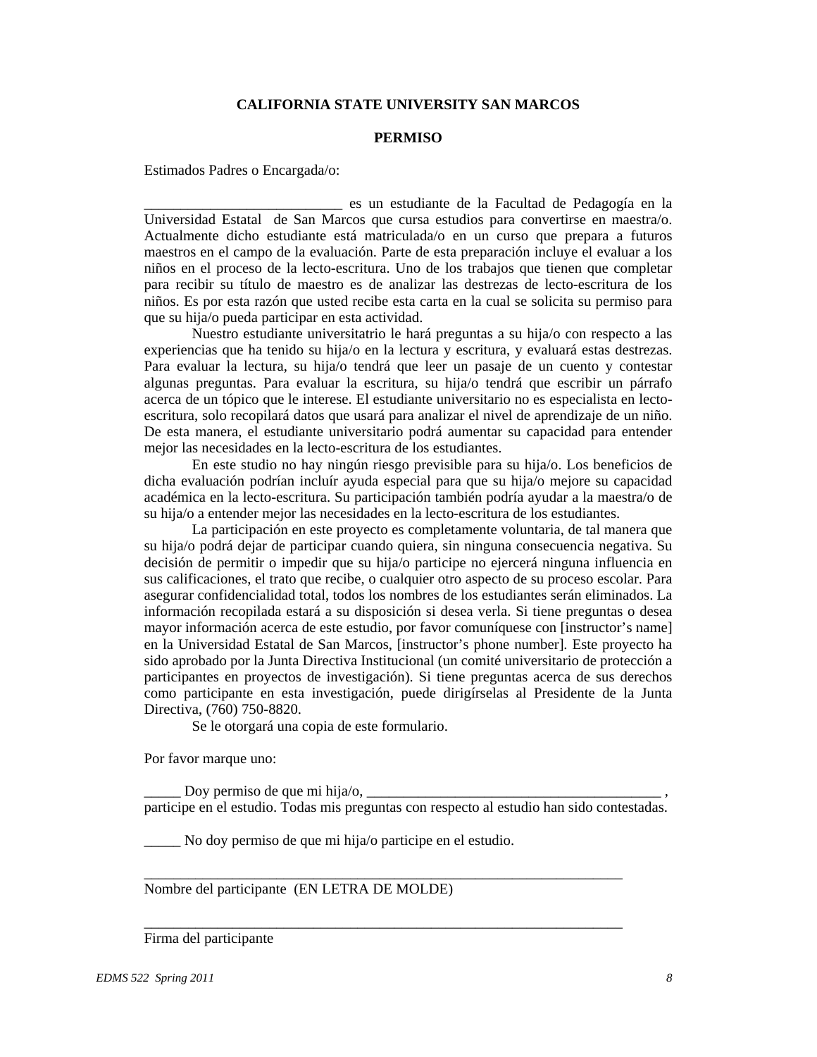**CALIFORNIA STATE UNIVERSITY SAN MARCOS**

**PERMISO**

Estimados Padres o Encargada/o:

___________________________ es un estudiante de la Facultad de Pedagogía en la Universidad Estatal de San Marcos que cursa estudios para convertirse en maestra/o. Actualmente dicho estudiante está matriculada/o en un curso que prepara a futuros maestros en el campo de la evaluación. Parte de esta preparación incluye el evaluar a los niños en el proceso de la lecto-escritura. Uno de los trabajos que tienen que completar para recibir su título de maestro es de analizar las destrezas de lecto-escritura de los niños. Es por esta razón que usted recibe esta carta en la cual se solicita su permiso para que su hija/o pueda participar en esta actividad.

Nuestro estudiante universitatrio le hará preguntas a su hija/o con respecto a las experiencias que ha tenido su hija/o en la lectura y escritura, y evaluará estas destrezas. Para evaluar la lectura, su hija/o tendrá que leer un pasaje de un cuento y contestar algunas preguntas. Para evaluar la escritura, su hija/o tendrá que escribir un párrafo acerca de un tópico que le interese. El estudiante universitario no es especialista en lecto-escritura, solo recopilará datos que usará para analizar el nivel de aprendizaje de un niño. De esta manera, el estudiante universitario podrá aumentar su capacidad para entender mejor las necesidades en la lecto-escritura de los estudiantes.

En este studio no hay ningún riesgo previsible para su hija/o. Los beneficios de dicha evaluación podrían incluír ayuda especial para que su hija/o mejore su capacidad académica en la lecto-escritura. Su participación también podría ayudar a la maestra/o de su hija/o a entender mejor las necesidades en la lecto-escritura de los estudiantes.

La participación en este proyecto es completamente voluntaria, de tal manera que su hija/o podrá dejar de participar cuando quiera, sin ninguna consecuencia negativa. Su decisión de permitir o impedir que su hija/o participe no ejercerá ninguna influencia en sus calificaciones, el trato que recibe, o cualquier otro aspecto de su proceso escolar. Para asegurar confidencialidad total, todos los nombres de los estudiantes serán eliminados. La información recopilada estará a su disposición si desea verla. Si tiene preguntas o desea mayor información acerca de este estudio, por favor comuníquese con [instructor's name] en la Universidad Estatal de San Marcos, [instructor's phone number]. Este proyecto ha sido aprobado por la Junta Directiva Institucional (un comité universitario de protección a participantes en proyectos de investigación). Si tiene preguntas acerca de sus derechos como participante en esta investigación, puede dirigírselas al Presidente de la Junta Directiva, (760) 750-8820.

Se le otorgará una copia de este formulario.

Por favor marque uno:

_____ Doy permiso de que mi hija/o, ________________________________________ , participe en el estudio. Todas mis preguntas con respecto al estudio han sido contestadas.

_____ No doy permiso de que mi hija/o participe en el estudio.

__________________________________________________________________
Nombre del participante (EN LETRA DE MOLDE)

__________________________________________________________________
Firma del participante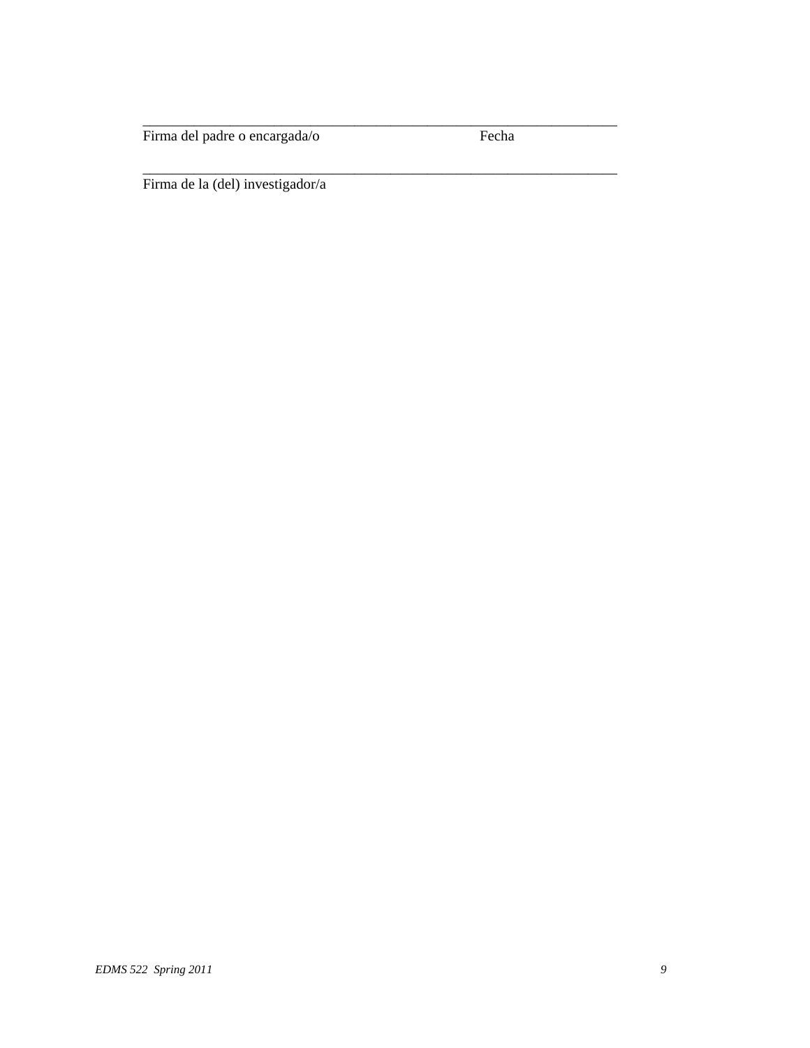______________________________________________________________________
Firma del padre o encargada/o                                                  Fecha

______________________________________________________________________
Firma de la (del) investigador/a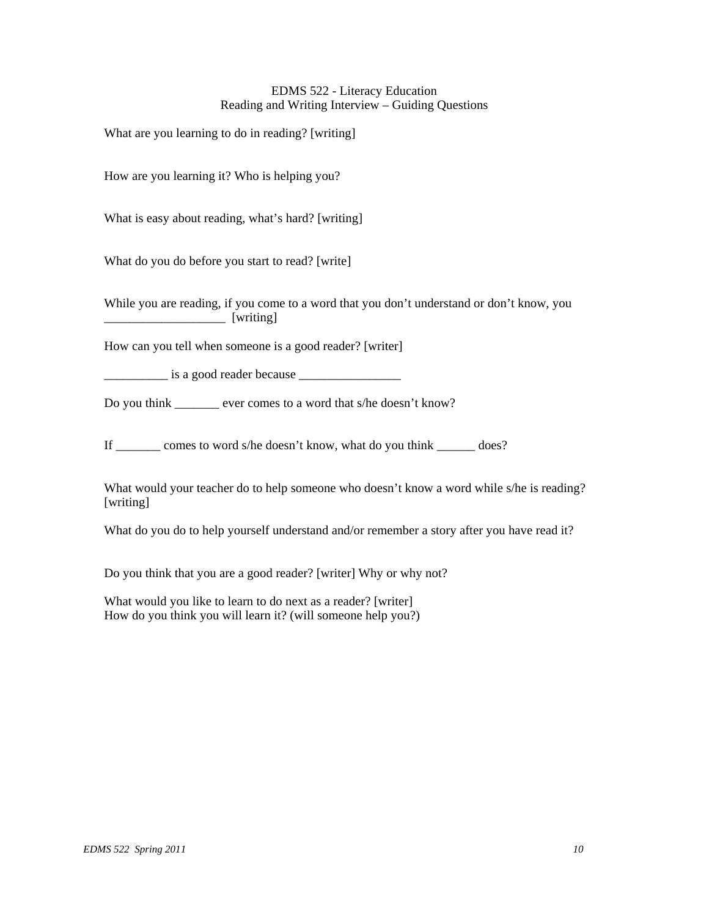EDMS 522 - Literacy Education
Reading and Writing Interview – Guiding Questions

What are you learning to do in reading? [writing]

How are you learning it? Who is helping you?

What is easy about reading, what's hard? [writing]

What do you do before you start to read? [write]

While you are reading, if you come to a word that you don't understand or don't know, you ___________________ [writing]

How can you tell when someone is a good reader? [writer]

__________ is a good reader because ________________

Do you think _______ ever comes to a word that s/he doesn't know?

If _______ comes to word s/he doesn't know, what do you think ______ does?

What would your teacher do to help someone who doesn't know a word while s/he is reading? [writing]

What do you do to help yourself understand and/or remember a story after you have read it?

Do you think that you are a good reader? [writer] Why or why not?

What would you like to learn to do next as a reader? [writer]
How do you think you will learn it? (will someone help you?)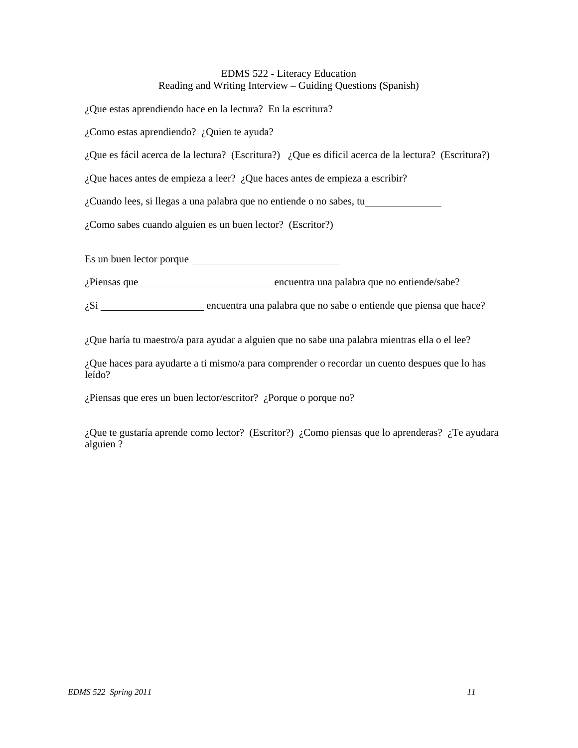EDMS 522 - Literacy Education
Reading and Writing Interview – Guiding Questions (Spanish)

¿Que estas aprendiendo hace en la lectura?  En la escritura?

¿Como estas aprendiendo?  ¿Quien te ayuda?

¿Que es fácil acerca de la lectura?  (Escritura?)   ¿Que es dificil acerca de la lectura?  (Escritura?)

¿Que haces antes de empieza a leer?  ¿Que haces antes de empieza a escribir?

¿Cuando lees, si llegas a una palabra que no entiende o no sabes, tu_______________

¿Como sabes cuando alguien es un buen lector?  (Escritor?)

Es un buen lector porque _____________________________

¿Piensas que __________________________ encuentra una palabra que no entiende/sabe?

¿Si ____________________ encuentra una palabra que no sabe o entiende que piensa que hace?

¿Que haría tu maestro/a para ayudar a alguien que no sabe una palabra mientras ella o el lee?

¿Que haces para ayudarte a ti mismo/a para comprender o recordar un cuento despues que lo has leído?

¿Piensas que eres un buen lector/escritor?  ¿Porque o porque no?

¿Que te gustaría aprende como lector?  (Escritor?)  ¿Como piensas que lo aprenderas?  ¿Te ayudara alguien ?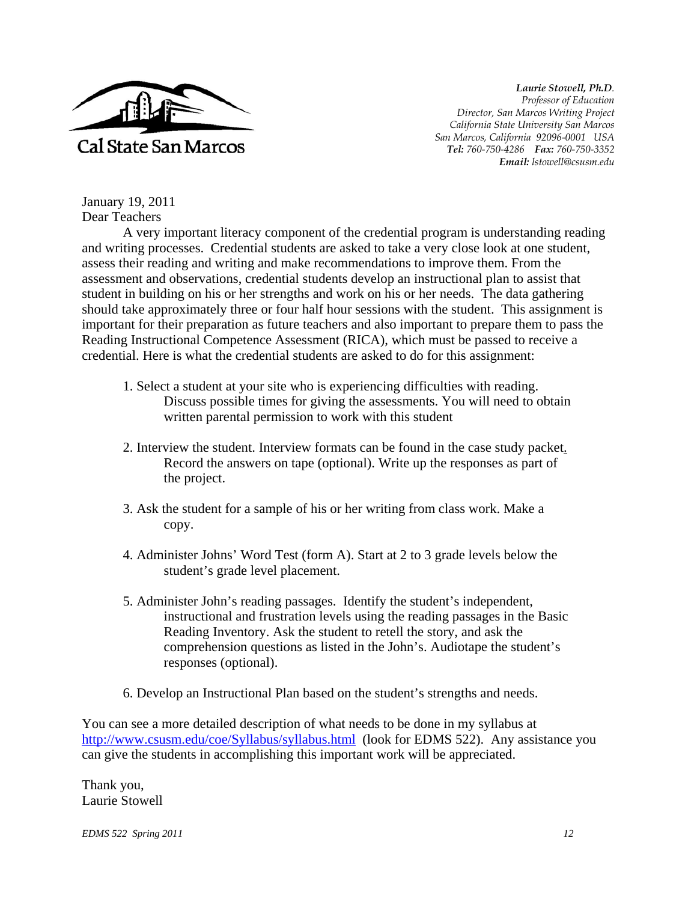Cal State San Marcos

*Laurie Stowell, Ph.D.*
*Professor of Education*
*Director, San Marcos Writing Project*
*California State University San Marcos*
*San Marcos, California 92096-0001 USA*
***Tel:** 760-750-4286* ***Fax:** 760-750-3352*
***Email:** lstowell@csusm.edu*

January 19, 2011
Dear Teachers

A very important literacy component of the credential program is understanding reading and writing processes. Credential students are asked to take a very close look at one student, assess their reading and writing and make recommendations to improve them. From the assessment and observations, credential students develop an instructional plan to assist that student in building on his or her strengths and work on his or her needs. The data gathering should take approximately three or four half hour sessions with the student. This assignment is important for their preparation as future teachers and also important to prepare them to pass the Reading Instructional Competence Assessment (RICA), which must be passed to receive a credential. Here is what the credential students are asked to do for this assignment:

1. Select a student at your site who is experiencing difficulties with reading. Discuss possible times for giving the assessments. You will need to obtain written parental permission to work with this student

2. Interview the student. Interview formats can be found in the case study packet. Record the answers on tape (optional). Write up the responses as part of the project.

3. Ask the student for a sample of his or her writing from class work. Make a copy.

4. Administer Johns' Word Test (form A). Start at 2 to 3 grade levels below the student's grade level placement.

5. Administer John's reading passages. Identify the student's independent, instructional and frustration levels using the reading passages in the Basic Reading Inventory. Ask the student to retell the story, and ask the comprehension questions as listed in the John's. Audiotape the student's responses (optional).

6. Develop an Instructional Plan based on the student's strengths and needs.

You can see a more detailed description of what needs to be done in my syllabus at http://www.csusm.edu/coe/Syllabus/syllabus.html (look for EDMS 522). Any assistance you can give the students in accomplishing this important work will be appreciated.

Thank you,
Laurie Stowell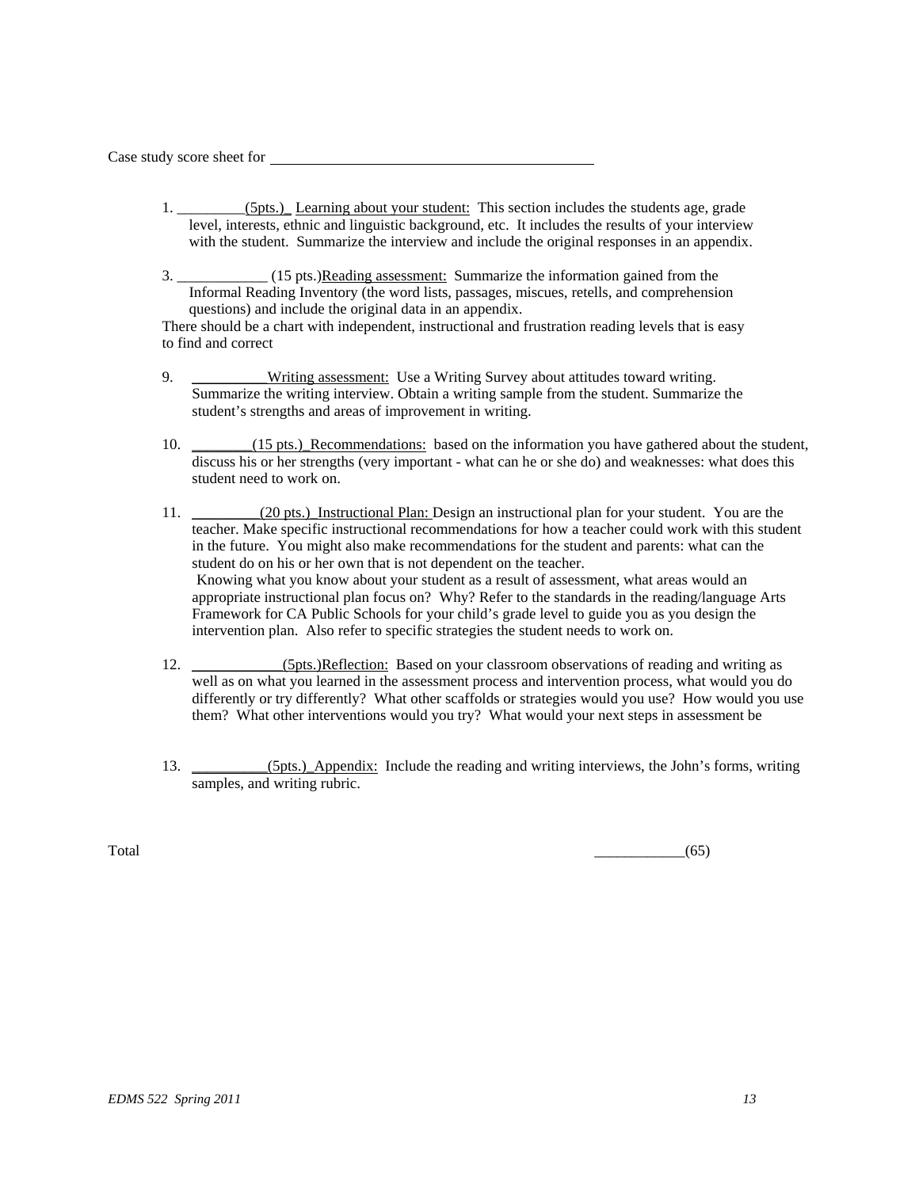Case study score sheet for ___________________________________________

1. _________(5pts.)_ Learning about your student: This section includes the students age, grade level, interests, ethnic and linguistic background, etc. It includes the results of your interview with the student. Summarize the interview and include the original responses in an appendix.

3. ____________ (15 pts.)Reading assessment: Summarize the information gained from the Informal Reading Inventory (the word lists, passages, miscues, retells, and comprehension questions) and include the original data in an appendix.

There should be a chart with independent, instructional and frustration reading levels that is easy to find and correct

9. __________Writing assessment: Use a Writing Survey about attitudes toward writing. Summarize the writing interview. Obtain a writing sample from the student. Summarize the student's strengths and areas of improvement in writing.

10. ________(15 pts.)_Recommendations: based on the information you have gathered about the student, discuss his or her strengths (very important - what can he or she do) and weaknesses: what does this student need to work on.

11. _________(20 pts.)_Instructional Plan: Design an instructional plan for your student. You are the teacher. Make specific instructional recommendations for how a teacher could work with this student in the future. You might also make recommendations for the student and parents: what can the student do on his or her own that is not dependent on the teacher.
Knowing what you know about your student as a result of assessment, what areas would an appropriate instructional plan focus on? Why? Refer to the standards in the reading/language Arts Framework for CA Public Schools for your child's grade level to guide you as you design the intervention plan. Also refer to specific strategies the student needs to work on.

12. ____________(5pts.)Reflection: Based on your classroom observations of reading and writing as well as on what you learned in the assessment process and intervention process, what would you do differently or try differently? What other scaffolds or strategies would you use? How would you use them? What other interventions would you try? What would your next steps in assessment be

13. __________(5pts.)_Appendix: Include the reading and writing interviews, the John's forms, writing samples, and writing rubric.

Total ____________(65)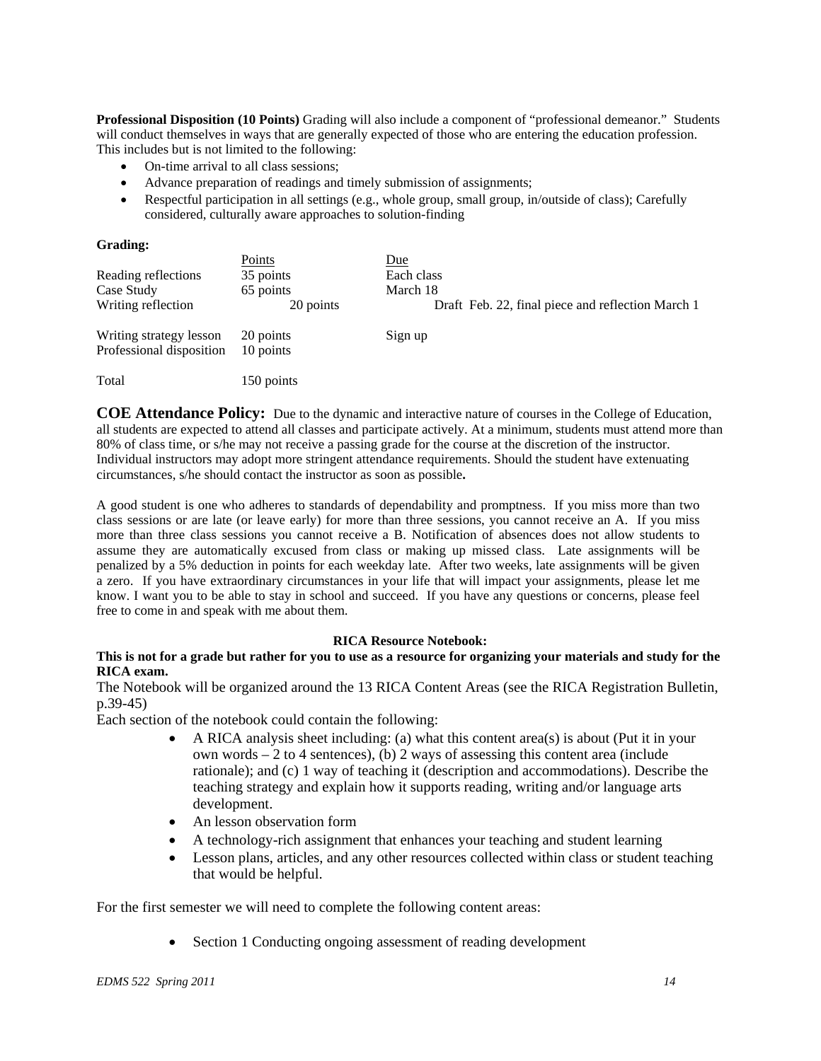**Professional Disposition (10 Points)** Grading will also include a component of "professional demeanor." Students will conduct themselves in ways that are generally expected of those who are entering the education profession. This includes but is not limited to the following:

- On-time arrival to all class sessions;
- Advance preparation of readings and timely submission of assignments;
- Respectful participation in all settings (e.g., whole group, small group, in/outside of class); Carefully considered, culturally aware approaches to solution-finding

**Grading:**

| | Points | Due |
|---|---|---|
| Reading reflections | 35 points | Each class |
| Case Study | 65 points | March 18 |
| Writing reflection | 20 points | Draft Feb. 22, final piece and reflection March 1 |
| Writing strategy lesson | 20 points | Sign up |
| Professional disposition | 10 points | |
| Total | 150 points | |

**COE Attendance Policy:** Due to the dynamic and interactive nature of courses in the College of Education, all students are expected to attend all classes and participate actively. At a minimum, students must attend more than 80% of class time, or s/he may not receive a passing grade for the course at the discretion of the instructor. Individual instructors may adopt more stringent attendance requirements. Should the student have extenuating circumstances, s/he should contact the instructor as soon as possible**.**

A good student is one who adheres to standards of dependability and promptness. If you miss more than two class sessions or are late (or leave early) for more than three sessions, you cannot receive an A. If you miss more than three class sessions you cannot receive a B. Notification of absences does not allow students to assume they are automatically excused from class or making up missed class. Late assignments will be penalized by a 5% deduction in points for each weekday late. After two weeks, late assignments will be given a zero. If you have extraordinary circumstances in your life that will impact your assignments, please let me know. I want you to be able to stay in school and succeed. If you have any questions or concerns, please feel free to come in and speak with me about them.

**RICA Resource Notebook:**

**This is not for a grade but rather for you to use as a resource for organizing your materials and study for the RICA exam.**

The Notebook will be organized around the 13 RICA Content Areas (see the RICA Registration Bulletin, p.39-45)

Each section of the notebook could contain the following:

- A RICA analysis sheet including: (a) what this content area(s) is about (Put it in your own words – 2 to 4 sentences), (b) 2 ways of assessing this content area (include rationale); and (c) 1 way of teaching it (description and accommodations). Describe the teaching strategy and explain how it supports reading, writing and/or language arts development.
- An lesson observation form
- A technology-rich assignment that enhances your teaching and student learning
- Lesson plans, articles, and any other resources collected within class or student teaching that would be helpful.

For the first semester we will need to complete the following content areas:

- Section 1 Conducting ongoing assessment of reading development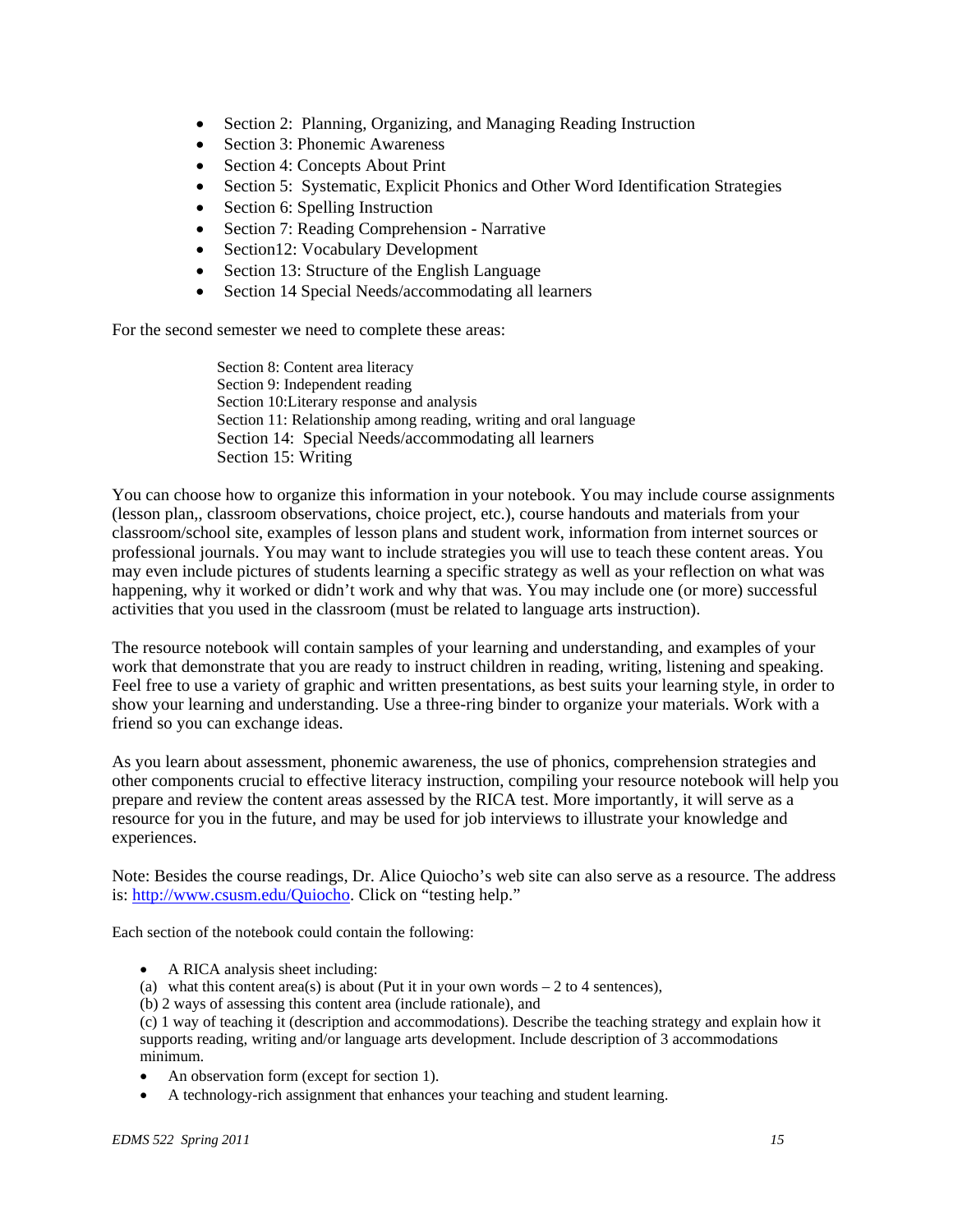- Section 2: Planning, Organizing, and Managing Reading Instruction
- Section 3: Phonemic Awareness
- Section 4: Concepts About Print
- Section 5: Systematic, Explicit Phonics and Other Word Identification Strategies
- Section 6: Spelling Instruction
- Section 7: Reading Comprehension - Narrative
- Section12: Vocabulary Development
- Section 13: Structure of the English Language
- Section 14 Special Needs/accommodating all learners

For the second semester we need to complete these areas:

Section 8: Content area literacy
Section 9: Independent reading
Section 10:Literary response and analysis
Section 11: Relationship among reading, writing and oral language
Section 14: Special Needs/accommodating all learners
Section 15: Writing

You can choose how to organize this information in your notebook. You may include course assignments (lesson plan,, classroom observations, choice project, etc.), course handouts and materials from your classroom/school site, examples of lesson plans and student work, information from internet sources or professional journals. You may want to include strategies you will use to teach these content areas. You may even include pictures of students learning a specific strategy as well as your reflection on what was happening, why it worked or didn't work and why that was. You may include one (or more) successful activities that you used in the classroom (must be related to language arts instruction).

The resource notebook will contain samples of your learning and understanding, and examples of your work that demonstrate that you are ready to instruct children in reading, writing, listening and speaking. Feel free to use a variety of graphic and written presentations, as best suits your learning style, in order to show your learning and understanding. Use a three-ring binder to organize your materials. Work with a friend so you can exchange ideas.

As you learn about assessment, phonemic awareness, the use of phonics, comprehension strategies and other components crucial to effective literacy instruction, compiling your resource notebook will help you prepare and review the content areas assessed by the RICA test. More importantly, it will serve as a resource for you in the future, and may be used for job interviews to illustrate your knowledge and experiences.

Note: Besides the course readings, Dr. Alice Quiocho's web site can also serve as a resource. The address is: http://www.csusm.edu/Quiocho. Click on "testing help."

Each section of the notebook could contain the following:

- A RICA analysis sheet including:

(a) what this content area(s) is about (Put it in your own words – 2 to 4 sentences),
(b) 2 ways of assessing this content area (include rationale), and
(c) 1 way of teaching it (description and accommodations). Describe the teaching strategy and explain how it supports reading, writing and/or language arts development. Include description of 3 accommodations minimum.

- An observation form (except for section 1).
- A technology-rich assignment that enhances your teaching and student learning.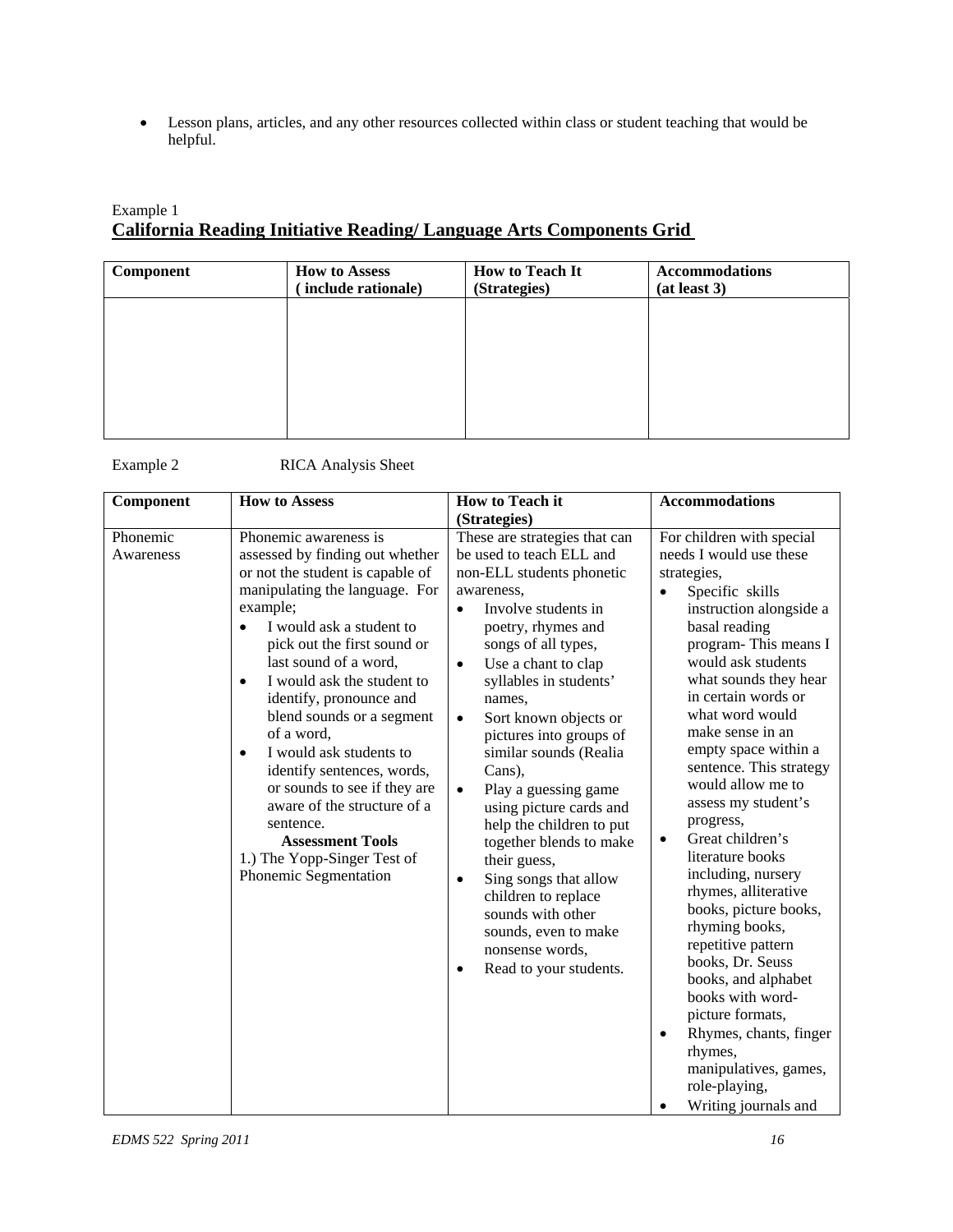- Lesson plans, articles, and any other resources collected within class or student teaching that would be helpful.

Example 1

## California Reading Initiative Reading/ Language Arts Components Grid

| Component | How to Assess ( include rationale) | How to Teach It (Strategies) | Accommodations (at least 3) |
|---|---|---|---|
| | | | |

Example 2 RICA Analysis Sheet

| Component | How to Assess | How to Teach it (Strategies) | Accommodations |
|---|---|---|---|
| Phonemic Awareness | Phonemic awareness is assessed by finding out whether or not the student is capable of manipulating the language. For example;<br>• I would ask a student to pick out the first sound or last sound of a word,<br>• I would ask the student to identify, pronounce and blend sounds or a segment of a word,<br>• I would ask students to identify sentences, words, or sounds to see if they are aware of the structure of a sentence.<br>**Assessment Tools**<br>1.) The Yopp-Singer Test of Phonemic Segmentation | These are strategies that can be used to teach ELL and non-ELL students phonetic awareness,<br>• Involve students in poetry, rhymes and songs of all types,<br>• Use a chant to clap syllables in students' names,<br>• Sort known objects or pictures into groups of similar sounds (Realia Cans),<br>• Play a guessing game using picture cards and help the children to put together blends to make their guess,<br>• Sing songs that allow children to replace sounds with other sounds, even to make nonsense words,<br>• Read to your students. | For children with special needs I would use these strategies,<br>• Specific skills instruction alongside a basal reading program- This means I would ask students what sounds they hear in certain words or what word would make sense in an empty space within a sentence. This strategy would allow me to assess my student's progress,<br>• Great children's literature books including, nursery rhymes, alliterative books, picture books, rhyming books, repetitive pattern books, Dr. Seuss books, and alphabet books with word-picture formats,<br>• Rhymes, chants, finger rhymes, manipulatives, games, role-playing,<br>• Writing journals and |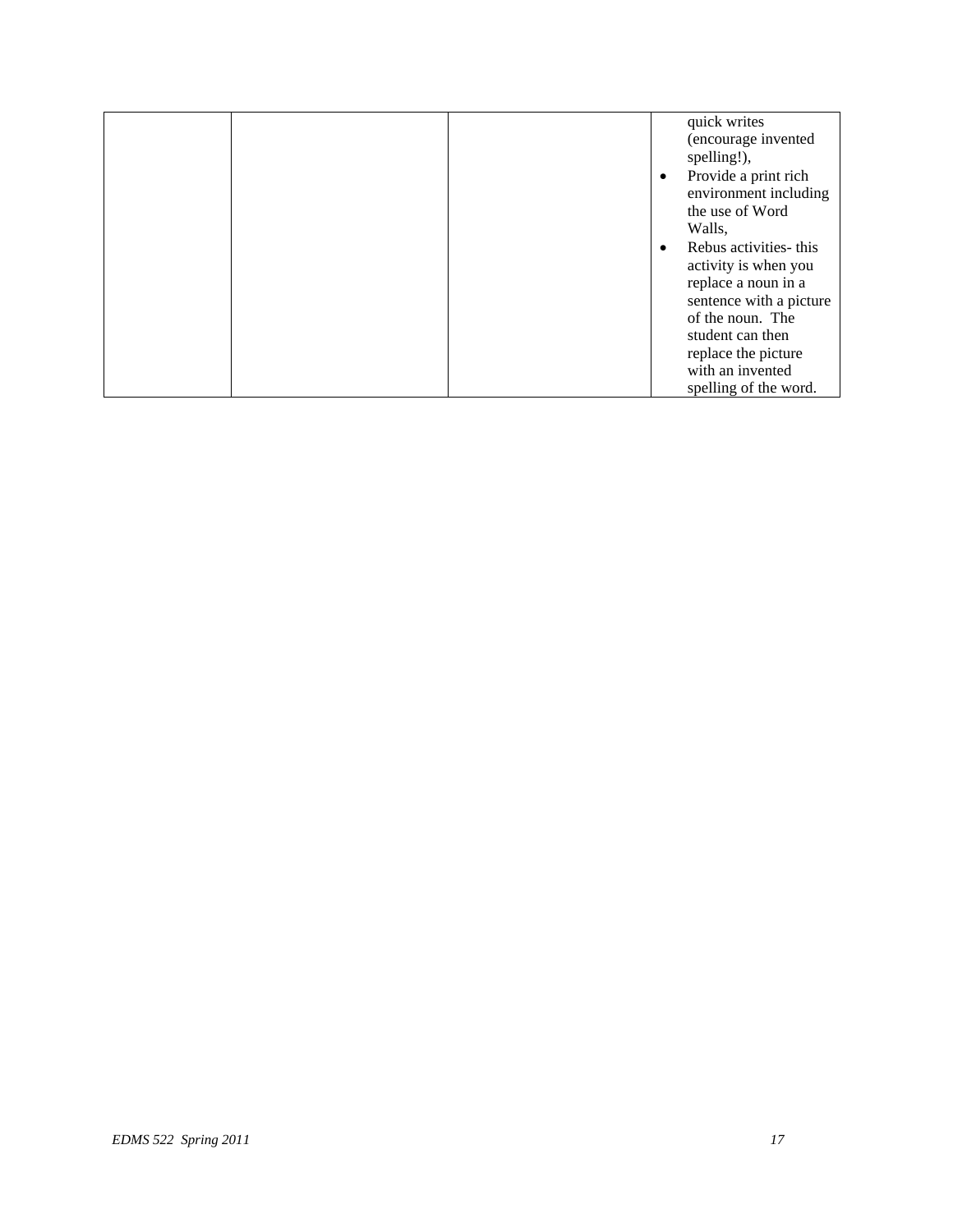|  |  |  |  |
|---|---|---|---|
|  |  |  | quick writes (encourage invented spelling!),<br>• Provide a print rich environment including the use of Word Walls,<br>• Rebus activities- this activity is when you replace a noun in a sentence with a picture of the noun. The student can then replace the picture with an invented spelling of the word. |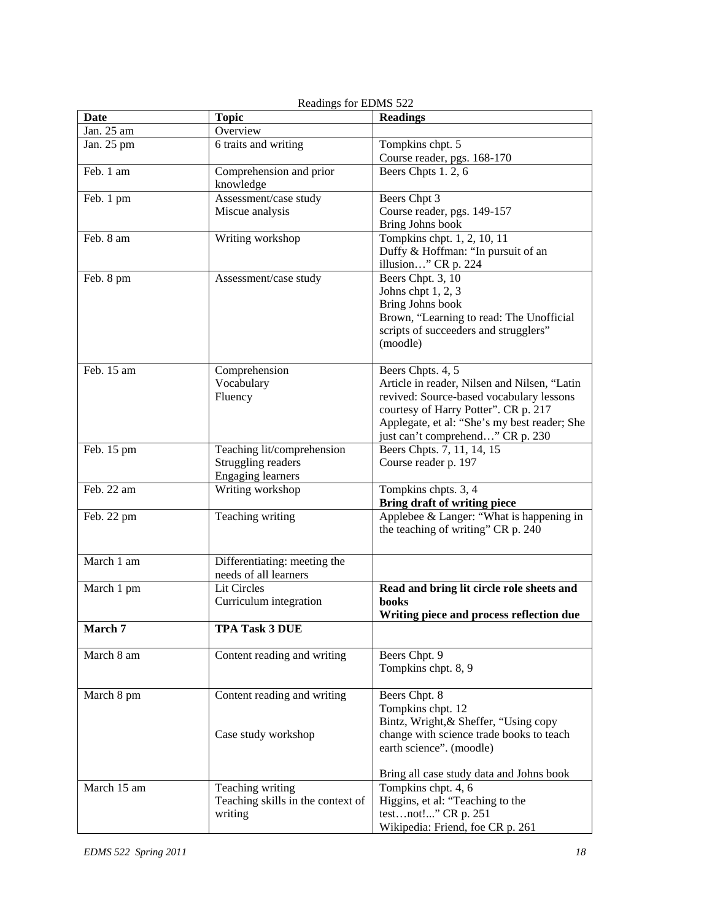Readings for EDMS 522

| Date | Topic | Readings |
|---|---|---|
| Jan. 25 am | Overview | |
| Jan. 25 pm | 6 traits and writing | Tompkins chpt. 5<br>Course reader, pgs. 168-170 |
| Feb. 1 am | Comprehension and prior knowledge | Beers Chpts 1. 2, 6 |
| Feb. 1 pm | Assessment/case study<br>Miscue analysis | Beers Chpt 3<br>Course reader, pgs. 149-157<br>Bring Johns book |
| Feb. 8 am | Writing workshop | Tompkins chpt. 1, 2, 10, 11<br>Duffy & Hoffman: "In pursuit of an illusion…" CR p. 224 |
| Feb. 8 pm | Assessment/case study | Beers Chpt. 3, 10<br>Johns chpt 1, 2, 3<br>Bring Johns book<br>Brown, "Learning to read: The Unofficial scripts of succeeders and strugglers" (moodle) |
| Feb. 15 am | Comprehension<br>Vocabulary<br>Fluency | Beers Chpts. 4, 5<br>Article in reader, Nilsen and Nilsen, "Latin revived: Source-based vocabulary lessons courtesy of Harry Potter". CR p. 217<br>Applegate, et al: "She's my best reader; She just can't comprehend…" CR p. 230 |
| Feb. 15 pm | Teaching lit/comprehension<br>Struggling readers<br>Engaging learners | Beers Chpts. 7, 11, 14, 15<br>Course reader p. 197 |
| Feb. 22 am | Writing workshop | Tompkins chpts. 3, 4<br>**Bring draft of writing piece** |
| Feb. 22 pm | Teaching writing | Applebee & Langer: "What is happening in the teaching of writing" CR p. 240 |
| March 1 am | Differentiating: meeting the needs of all learners | |
| March 1 pm | Lit Circles<br>Curriculum integration | **Read and bring lit circle role sheets and books**<br>**Writing piece and process reflection due** |
| **March 7** | **TPA Task 3 DUE** | |
| March 8 am | Content reading and writing | Beers Chpt. 9<br>Tompkins chpt. 8, 9 |
| March 8 pm | Content reading and writing<br><br>Case study workshop | Beers Chpt. 8<br>Tompkins chpt. 12<br>Bintz, Wright,& Sheffer, "Using copy change with science trade books to teach earth science". (moodle)<br><br>Bring all case study data and Johns book |
| March 15 am | Teaching writing<br>Teaching skills in the context of writing | Tompkins chpt. 4, 6<br>Higgins, et al: "Teaching to the test…not!..." CR p. 251<br>Wikipedia: Friend, foe CR p. 261 |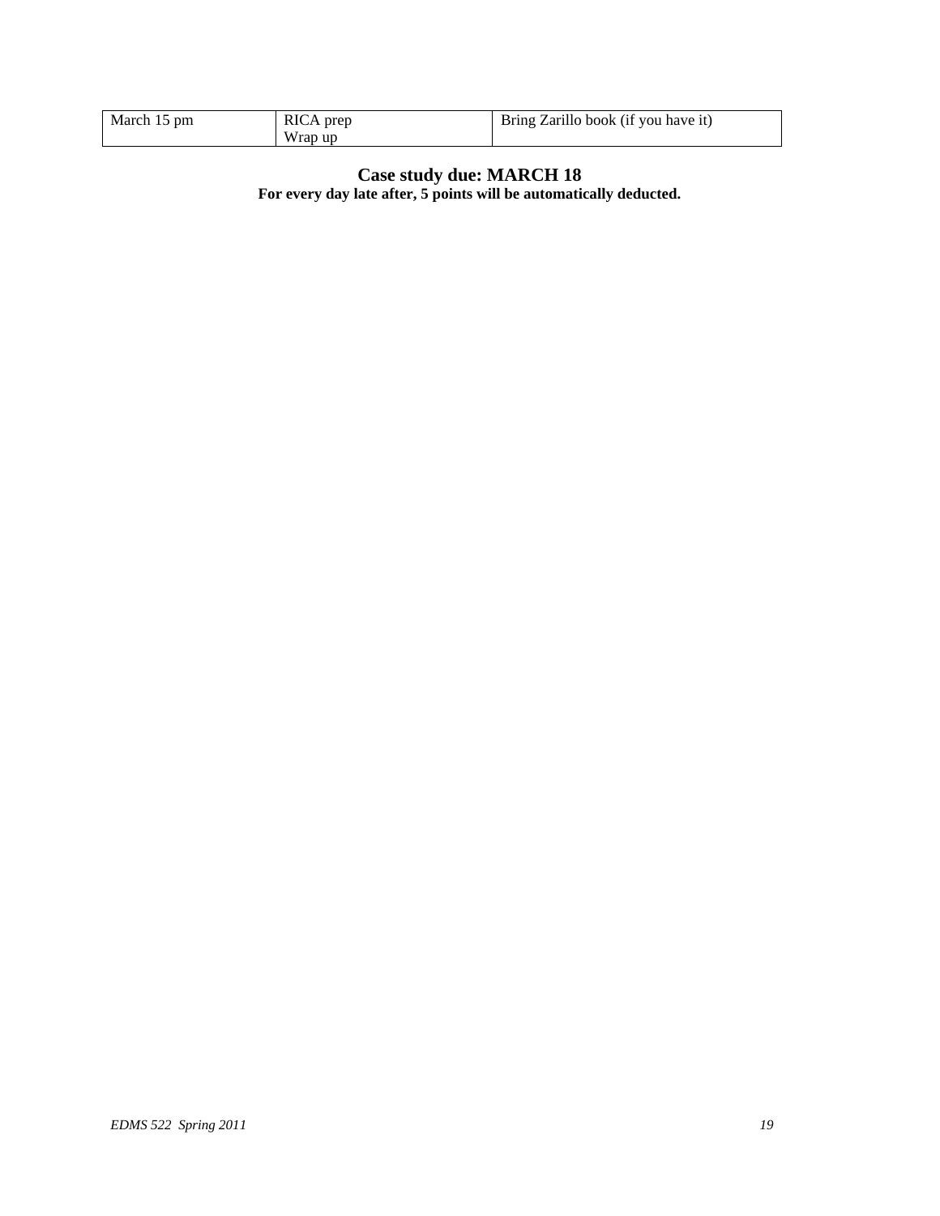| | | |
|---|---|---|
| March 15 pm | RICA prep<br>Wrap up | Bring Zarillo book (if you have it) |

**Case study due: MARCH 18**

**For every day late after, 5 points will be automatically deducted.**